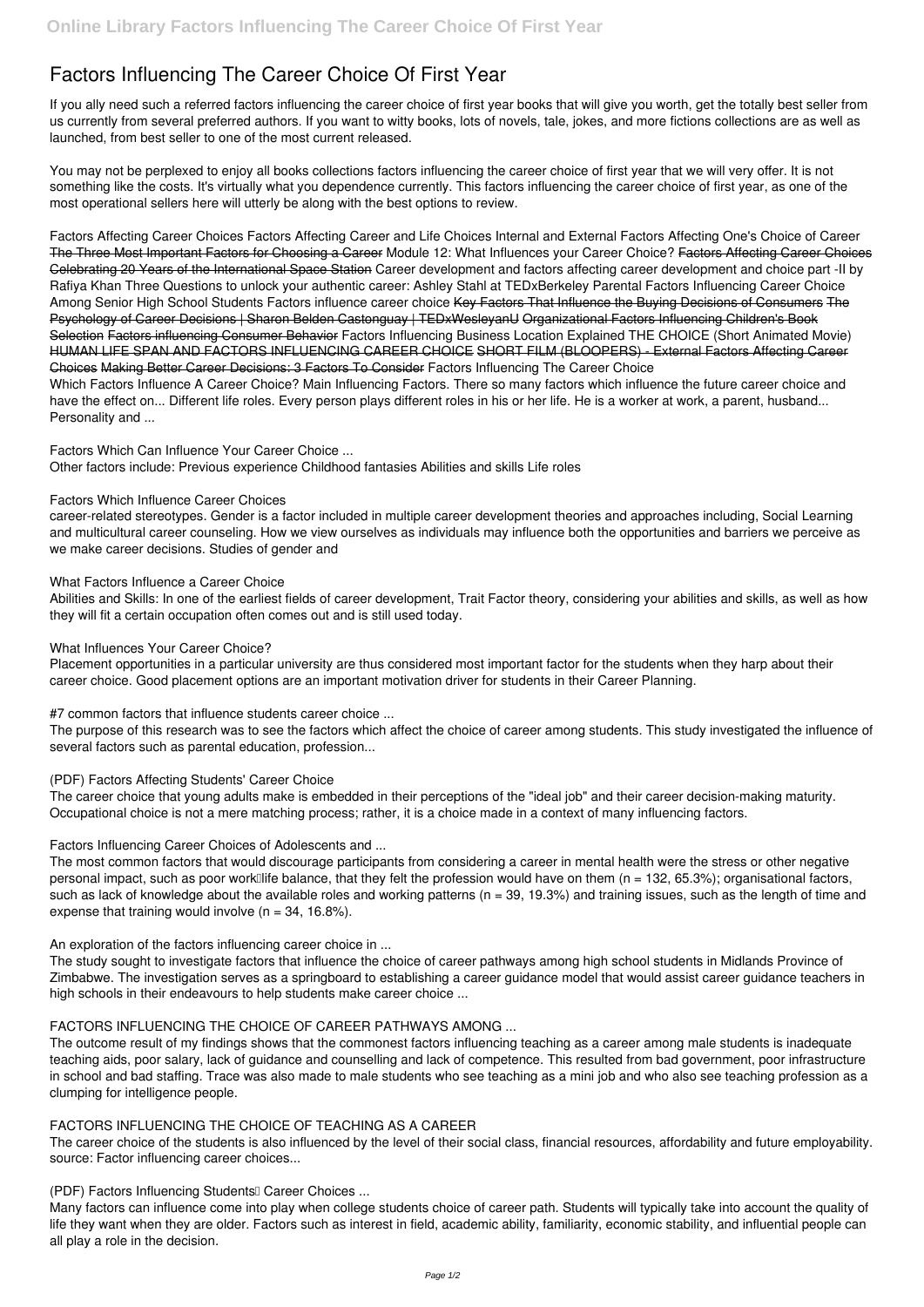# Factors Influencing The Career Choice Of First Year

If you ally need such a referred factors influencing the career choice of first year books that will give you worth, get the totally best seller from us currently from several preferred authors. If you want to witty books, lots of novels, tale, jokes, and more fictions collections are as well as launched, from best seller to one of the most current released.

You may not be perplexed to enjoy all books collections factors influencing the career choice of first year that we will very offer. It is not something like the costs. It's virtually what you dependence currently. This factors influencing the career choice of first year, as one of the most operational sellers here will utterly be along with the best options to review.

Factors Affecting Career Choices Factors Affecting Career and Life Choices Internal and External Factors Affecting One's Choice of Career The Three Most Important Factors for Choosing a Career Module 12: What Influences your Career Choice? Factors Affecting Career Choices Celebrating 20 Years of the International Space Station Career development and factors affecting career development and choice part -II by Rafiya Khan Three Questions to unlock your authentic career: Ashley Stahl at TEDxBerkeley Parental Factors Influencing Career Choice Among Senior High School Students Factors influence career choice Key Factors That Influence the Buying Decisions of Consumers The Psychology of Career Decisions | Sharon Belden Castonguay | TEDxWesleyanU Organizational Factors Influencing Children's Book Selection Factors influencing Consumer Behavior Factors Influencing Business Location Explained THE CHOICE (Short Animated Movie) HUMAN LIFE SPAN AND FACTORS INFLUENCING CAREER CHOICE SHORT FILM (BLOOPERS) - External Factors Affecting Career Choices Making Better Career Decisions: 3 Factors To Consider Factors Influencing The Career Choice

Which Factors Influence A Career Choice? Main Influencing Factors. There so many factors which influence the future career choice and have the effect on... Different life roles. Every person plays different roles in his or her life. He is a worker at work, a parent, husband... Personality and ...

Factors Which Can Influence Your Career Choice ...

Other factors include: Previous experience Childhood fantasies Abilities and skills Life roles

Factors Which Influence Career Choices

career-related stereotypes. Gender is a factor included in multiple career development theories and approaches including, Social Learning and multicultural career counseling. How we view ourselves as individuals may influence both the opportunities and barriers we perceive as we make career decisions. Studies of gender and

What Factors Influence a Career Choice

Abilities and Skills: In one of the earliest fields of career development, Trait Factor theory, considering your abilities and skills, as well as how they will fit a certain occupation often comes out and is still used today.

What Influences Your Career Choice?

Placement opportunities in a particular university are thus considered most important factor for the students when they harp about their career choice. Good placement options are an important motivation driver for students in their Career Planning.

#7 common factors that influence students career choice ...

The purpose of this research was to see the factors which affect the choice of career among students. This study investigated the influence of several factors such as parental education, profession...

(PDF) Factors Affecting Students' Career Choice

The career choice that young adults make is embedded in their perceptions of the "ideal job" and their career decision-making maturity. Occupational choice is not a mere matching process; rather, it is a choice made in a context of many influencing factors.

Factors Influencing Career Choices of Adolescents and ...

The most common factors that would discourage participants from considering a career in mental health were the stress or other negative personal impact, such as poor work–life balance, that they felt the profession would have on them (n = 132, 65.3%); organisational factors, such as lack of knowledge about the available roles and working patterns (n = 39, 19.3%) and training issues, such as the length of time and expense that training would involve (n = 34, 16.8%).

An exploration of the factors influencing career choice in ...

The study sought to investigate factors that influence the choice of career pathways among high school students in Midlands Province of Zimbabwe. The investigation serves as a springboard to establishing a career guidance model that would assist career guidance teachers in high schools in their endeavours to help students make career choice ...

FACTORS INFLUENCING THE CHOICE OF CAREER PATHWAYS AMONG ...

The outcome result of my findings shows that the commonest factors influencing teaching as a career among male students is inadequate teaching aids, poor salary, lack of guidance and counselling and lack of competence. This resulted from bad government, poor infrastructure in school and bad staffing. Trace was also made to male students who see teaching as a mini job and who also see teaching profession as a clumping for intelligence people.

FACTORS INFLUENCING THE CHOICE OF TEACHING AS A CAREER

The career choice of the students is also influenced by the level of their social class, financial resources, affordability and future employability. source: Factor influencing career choices...

(PDF) Factors Influencing Students' Career Choices ...

Many factors can influence come into play when college students choice of career path. Students will typically take into account the quality of life they want when they are older. Factors such as interest in field, academic ability, familiarity, economic stability, and influential people can all play a role in the decision.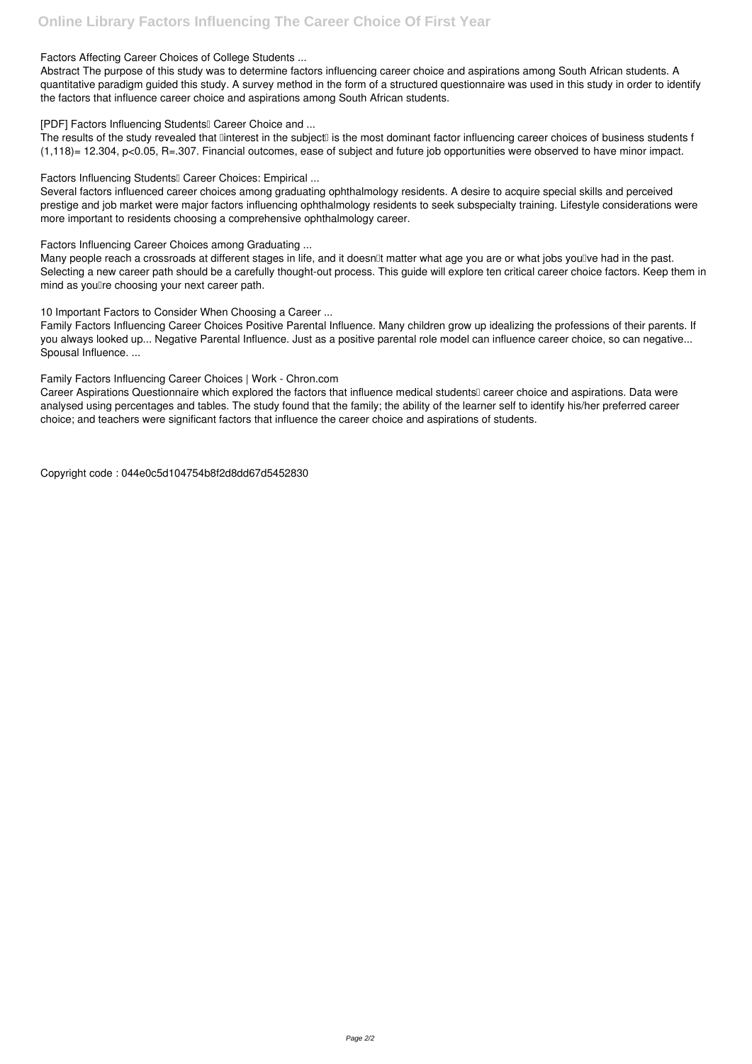Factors Affecting Career Choices of College Students ...

Abstract The purpose of this study was to determine factors influencing career choice and aspirations among South African students. A quantitative paradigm guided this study. A survey method in the form of a structured questionnaire was used in this study in order to identify the factors that influence career choice and aspirations among South African students.

[PDF] Factors Influencing Students' Career Choice and ...

The results of the study revealed that 'interest in the subject' is the most dominant factor influencing career choices of business students f (1,118)= 12.304, $p<0.05$, R=.307. Financial outcomes, ease of subject and future job opportunities were observed to have minor impact.

Factors Influencing Students' Career Choices: Empirical ...

Several factors influenced career choices among graduating ophthalmology residents. A desire to acquire special skills and perceived prestige and job market were major factors influencing ophthalmology residents to seek subspecialty training. Lifestyle considerations were more important to residents choosing a comprehensive ophthalmology career.

Factors Influencing Career Choices among Graduating ...

Many people reach a crossroads at different stages in life, and it doesn't matter what age you are or what jobs you've had in the past. Selecting a new career path should be a carefully thought-out process. This guide will explore ten critical career choice factors. Keep them in mind as you're choosing your next career path.

10 Important Factors to Consider When Choosing a Career ...

Family Factors Influencing Career Choices Positive Parental Influence. Many children grow up idealizing the professions of their parents. If you always looked up... Negative Parental Influence. Just as a positive parental role model can influence career choice, so can negative... Spousal Influence. ...

Family Factors Influencing Career Choices | Work - Chron.com

Career Aspirations Questionnaire which explored the factors that influence medical students' career choice and aspirations. Data were analysed using percentages and tables. The study found that the family; the ability of the learner self to identify his/her preferred career choice; and teachers were significant factors that influence the career choice and aspirations of students.

Copyright code : 044e0c5d104754b8f2d8dd67d5452830